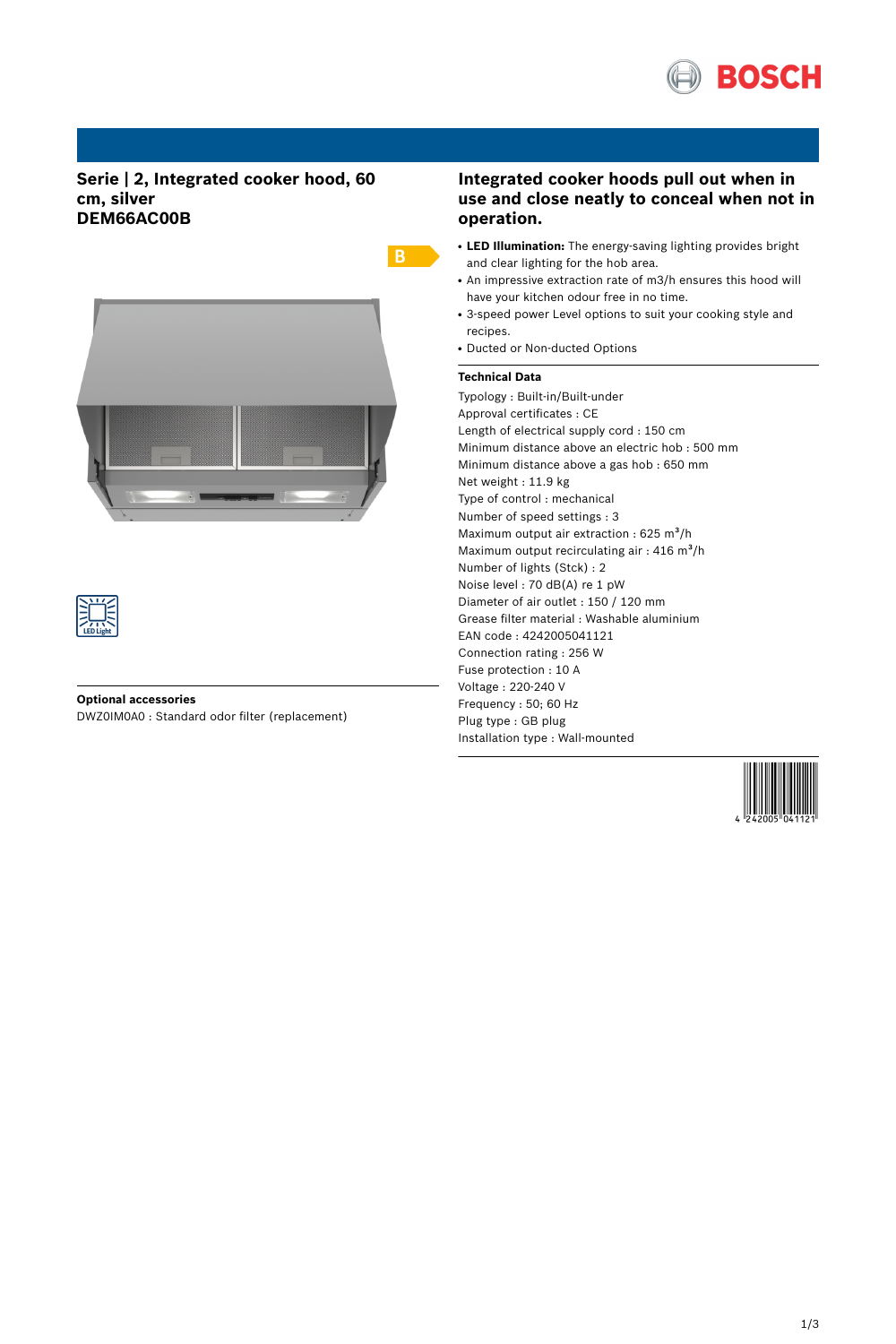# Serie | 2, Integrated cooker hood, 60 cm, silver
## DEM66AC00B

B

LED Light

**Optional accessories**

DWZ0IM0A0 : Standard odor filter (replacement)

## Integrated cooker hoods pull out when in use and close neatly to conceal when not in operation.

- **LED Illumination:** The energy-saving lighting provides bright and clear lighting for the hob area.
- An impressive extraction rate of m3/h ensures this hood will have your kitchen odour free in no time.
- 3-speed power Level options to suit your cooking style and recipes.
- Ducted or Non-ducted Options

**Technical Data**

Typology : Built-in/Built-under
Approval certificates : CE
Length of electrical supply cord : 150 cm
Minimum distance above an electric hob : 500 mm
Minimum distance above a gas hob : 650 mm
Net weight : 11.9 kg
Type of control : mechanical
Number of speed settings : 3
Maximum output air extraction : 625 $m^3$/h
Maximum output recirculating air : 416 $m^3$/h
Number of lights (Stck) : 2
Noise level : 70 dB(A) re 1 pW
Diameter of air outlet : 150 / 120 mm
Grease filter material : Washable aluminium
EAN code : 4242005041121
Connection rating : 256 W
Fuse protection : 10 A
Voltage : 220-240 V
Frequency : 50; 60 Hz
Plug type : GB plug
Installation type : Wall-mounted

4 242005 041121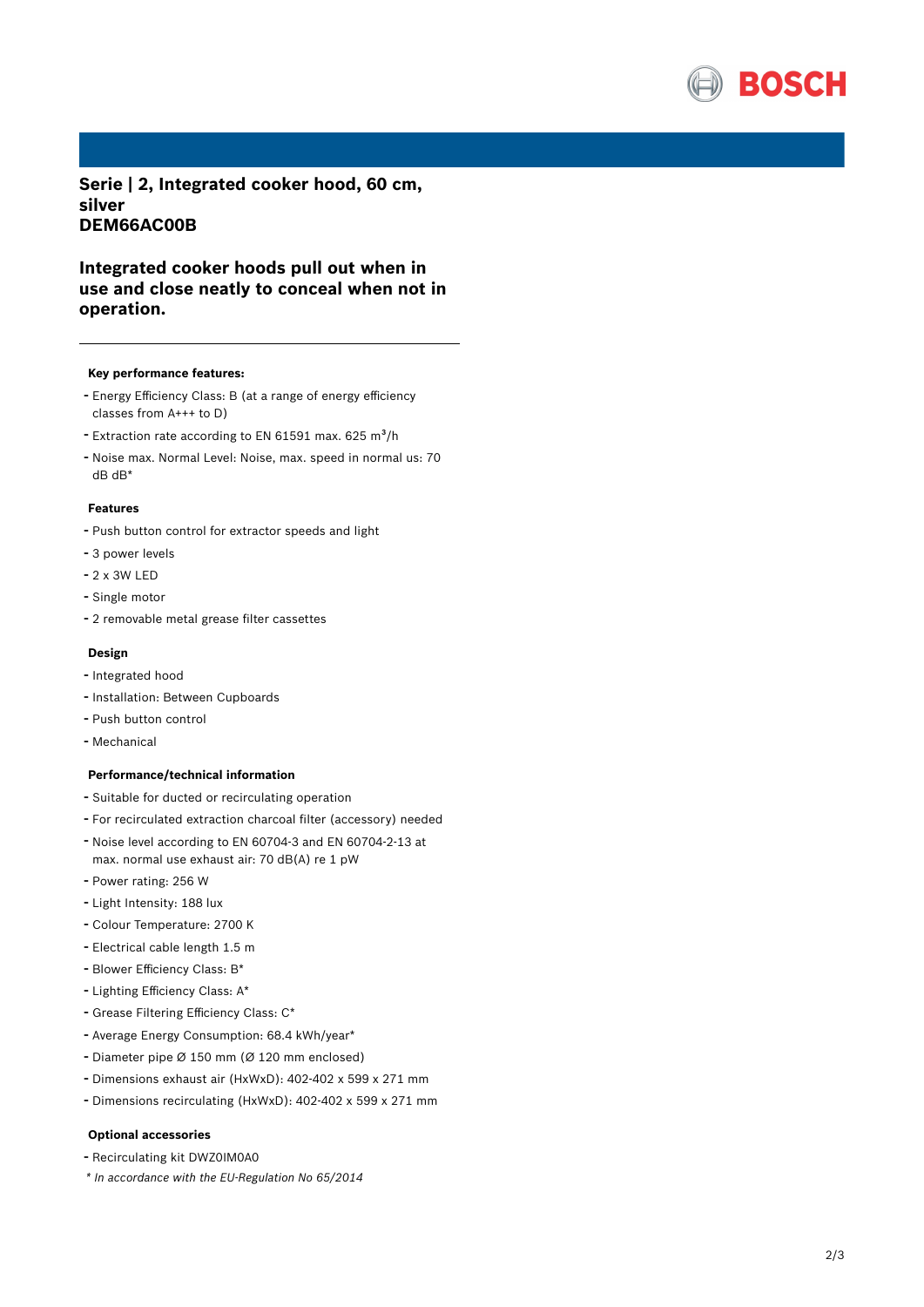# Serie | 2, Integrated cooker hood, 60 cm, silver
# DEM66AC00B

## Integrated cooker hoods pull out when in use and close neatly to conceal when not in operation.

---

### Key performance features:

- Energy Efficiency Class: B (at a range of energy efficiency classes from A+++ to D)
- Extraction rate according to EN 61591 max. 625 m³/h
- Noise max. Normal Level: Noise, max. speed in normal us: 70 dB dB*

### Features

- Push button control for extractor speeds and light
- 3 power levels
- 2 x 3W LED
- Single motor
- 2 removable metal grease filter cassettes

### Design

- Integrated hood
- Installation: Between Cupboards
- Push button control
- Mechanical

### Performance/technical information

- Suitable for ducted or recirculating operation
- For recirculated extraction charcoal filter (accessory) needed
- Noise level according to EN 60704-3 and EN 60704-2-13 at max. normal use exhaust air: 70 dB(A) re 1 pW
- Power rating: 256 W
- Light Intensity: 188 lux
- Colour Temperature: 2700 K
- Electrical cable length 1.5 m
- Blower Efficiency Class: B*
- Lighting Efficiency Class: A*
- Grease Filtering Efficiency Class: C*
- Average Energy Consumption: 68.4 kWh/year*
- Diameter pipe Ø 150 mm (Ø 120 mm enclosed)
- Dimensions exhaust air (HxWxD): 402-402 x 599 x 271 mm
- Dimensions recirculating (HxWxD): 402-402 x 599 x 271 mm

### Optional accessories

- Recirculating kit DWZ0IM0A0

*\* In accordance with the EU-Regulation No 65/2014*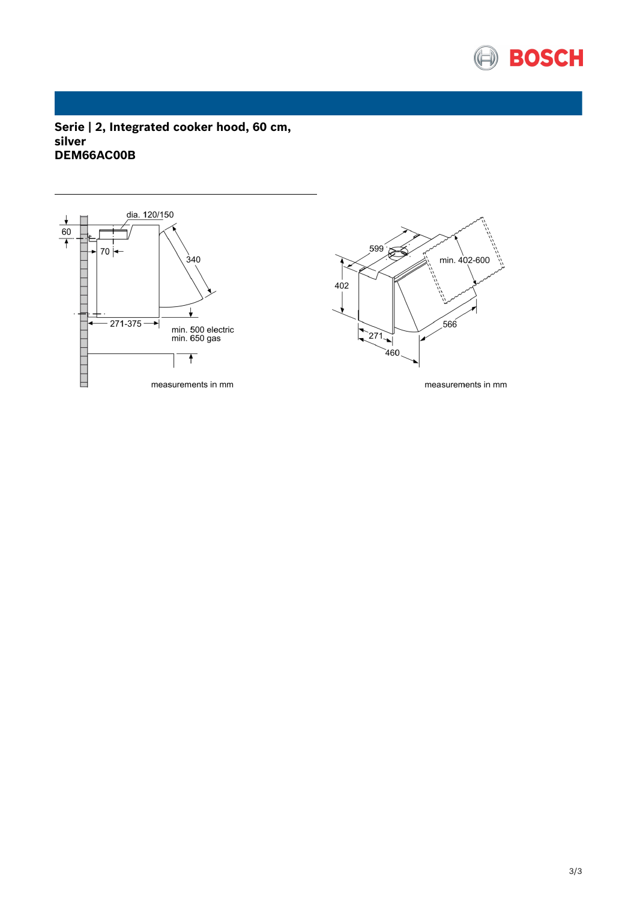**Serie | 2, Integrated cooker hood, 60 cm, silver**
**DEM66AC00B**

dia. 120/150
60
70
340
271-375
min. 500 electric
min. 650 gas

measurements in mm

599
min. 402-600
402
566
271
460

measurements in mm